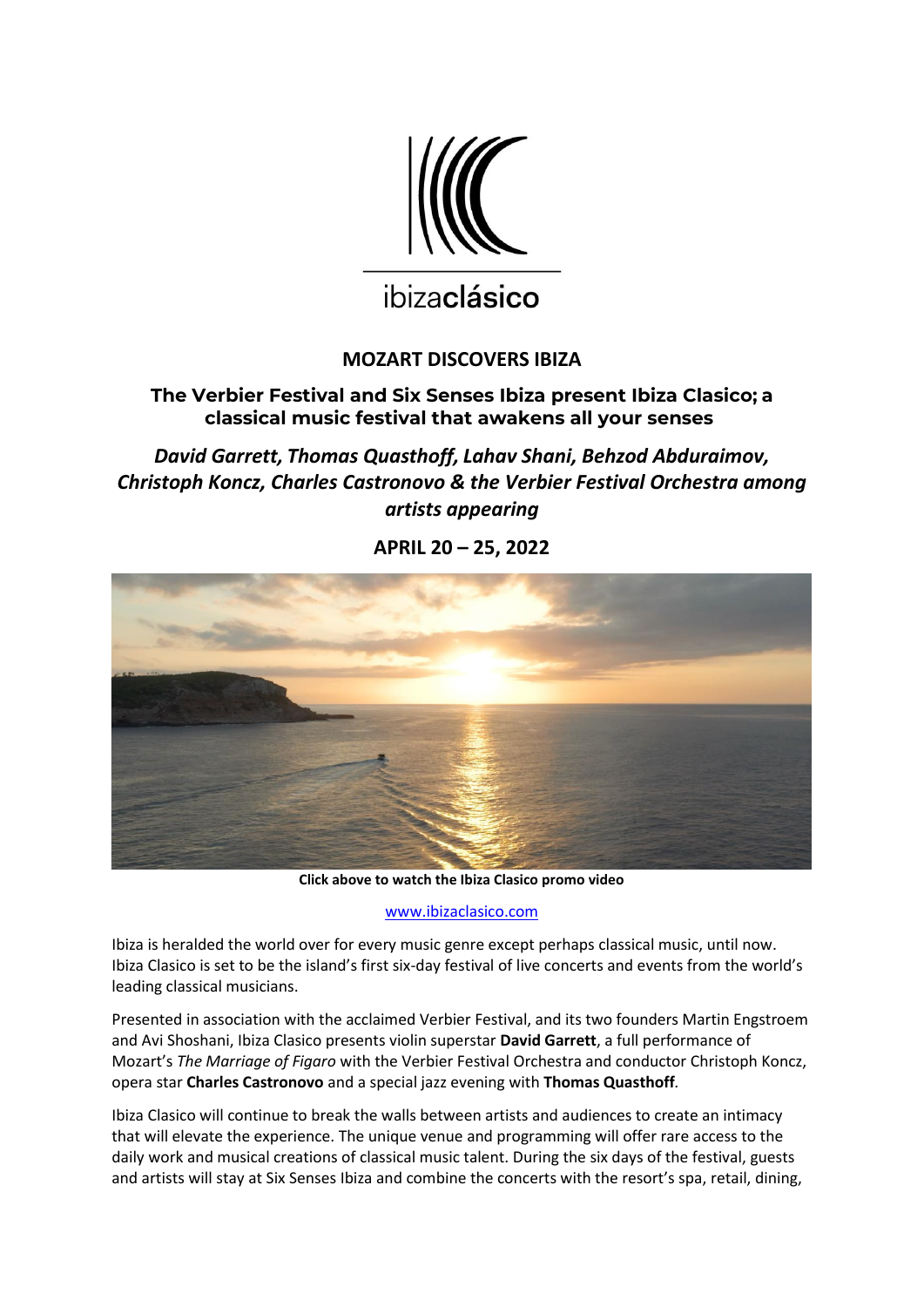ibizaclásico

# MOZART DISCOVERS IBIZA

## The Verbier Festival and Six Senses Ibiza present Ibiza Clasico; a classical music festival that awakens all your senses

***David Garrett, Thomas Quasthoff, Lahav Shani, Behzod Abduraimov, Christoph Koncz, Charles Castronovo & the Verbier Festival Orchestra among artists appearing***

**APRIL 20 – 25, 2022**

**Click above to watch the Ibiza Clasico promo video**

www.ibizaclasico.com

Ibiza is heralded the world over for every music genre except perhaps classical music, until now. Ibiza Clasico is set to be the island's first six-day festival of live concerts and events from the world's leading classical musicians.

Presented in association with the acclaimed Verbier Festival, and its two founders Martin Engstroem and Avi Shoshani, Ibiza Clasico presents violin superstar **David Garrett**, a full performance of Mozart's *The Marriage of Figaro* with the Verbier Festival Orchestra and conductor Christoph Koncz, opera star **Charles Castronovo** and a special jazz evening with **Thomas Quasthoff**.

Ibiza Clasico will continue to break the walls between artists and audiences to create an intimacy that will elevate the experience. The unique venue and programming will offer rare access to the daily work and musical creations of classical music talent. During the six days of the festival, guests and artists will stay at Six Senses Ibiza and combine the concerts with the resort's spa, retail, dining,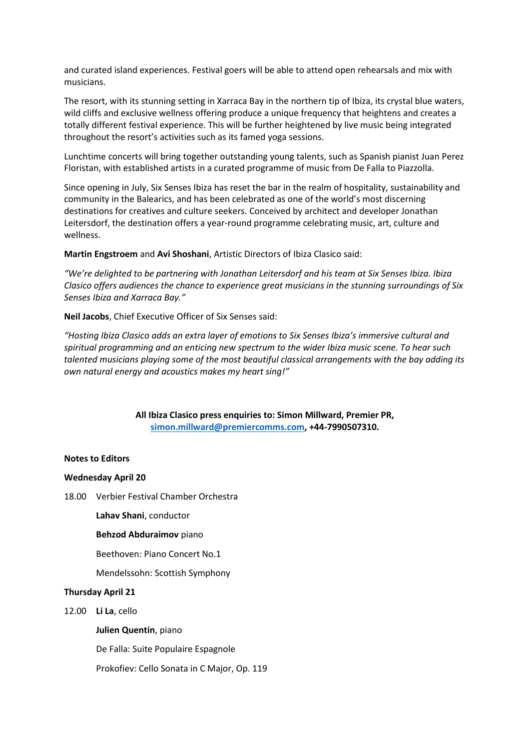and curated island experiences. Festival goers will be able to attend open rehearsals and mix with musicians.

The resort, with its stunning setting in Xarraca Bay in the northern tip of Ibiza, its crystal blue waters, wild cliffs and exclusive wellness offering produce a unique frequency that heightens and creates a totally different festival experience. This will be further heightened by live music being integrated throughout the resort's activities such as its famed yoga sessions.

Lunchtime concerts will bring together outstanding young talents, such as Spanish pianist Juan Perez Floristan, with established artists in a curated programme of music from De Falla to Piazzolla.

Since opening in July, Six Senses Ibiza has reset the bar in the realm of hospitality, sustainability and community in the Balearics, and has been celebrated as one of the world's most discerning destinations for creatives and culture seekers. Conceived by architect and developer Jonathan Leitersdorf, the destination offers a year-round programme celebrating music, art, culture and wellness.

**Martin Engstroem** and **Avi Shoshani**, Artistic Directors of Ibiza Clasico said:

*"We're delighted to be partnering with Jonathan Leitersdorf and his team at Six Senses Ibiza. Ibiza Clasico offers audiences the chance to experience great musicians in the stunning surroundings of Six Senses Ibiza and Xarraca Bay."*

**Neil Jacobs**, Chief Executive Officer of Six Senses said:

*"Hosting Ibiza Clasico adds an extra layer of emotions to Six Senses Ibiza's immersive cultural and spiritual programming and an enticing new spectrum to the wider Ibiza music scene. To hear such talented musicians playing some of the most beautiful classical arrangements with the bay adding its own natural energy and acoustics makes my heart sing!"*

**All Ibiza Clasico press enquiries to: Simon Millward, Premier PR, simon.millward@premiercomms.com, +44-7990507310.**

**Notes to Editors**

**Wednesday April 20**

18.00 Verbier Festival Chamber Orchestra

**Lahav Shani**, conductor

**Behzod Abduraimov** piano

Beethoven: Piano Concert No.1

Mendelssohn: Scottish Symphony

**Thursday April 21**

12.00 **Li La**, cello

**Julien Quentin**, piano

De Falla: Suite Populaire Espagnole

Prokofiev: Cello Sonata in C Major, Op. 119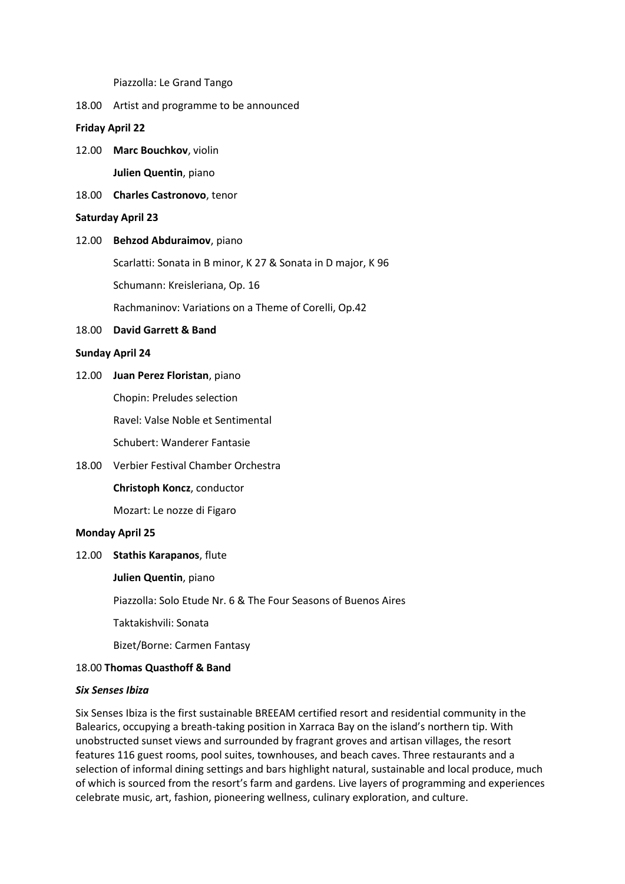Piazzolla: Le Grand Tango

18.00 Artist and programme to be announced

**Friday April 22**

12.00 **Marc Bouchkov**, violin

**Julien Quentin**, piano

18.00 **Charles Castronovo**, tenor

**Saturday April 23**

12.00 **Behzod Abduraimov**, piano

Scarlatti: Sonata in B minor, K 27 & Sonata in D major, K 96

Schumann: Kreisleriana, Op. 16

Rachmaninov: Variations on a Theme of Corelli, Op.42

18.00 **David Garrett & Band**

**Sunday April 24**

12.00 **Juan Perez Floristan**, piano

Chopin: Preludes selection

Ravel: Valse Noble et Sentimental

Schubert: Wanderer Fantasie

18.00 Verbier Festival Chamber Orchestra

**Christoph Koncz**, conductor

Mozart: Le nozze di Figaro

**Monday April 25**

12.00 **Stathis Karapanos**, flute

**Julien Quentin**, piano

Piazzolla: Solo Etude Nr. 6 & The Four Seasons of Buenos Aires

Taktakishvili: Sonata

Bizet/Borne: Carmen Fantasy

18.00 **Thomas Quasthoff & Band**

***Six Senses Ibiza***

Six Senses Ibiza is the first sustainable BREEAM certified resort and residential community in the Balearics, occupying a breath-taking position in Xarraca Bay on the island's northern tip. With unobstructed sunset views and surrounded by fragrant groves and artisan villages, the resort features 116 guest rooms, pool suites, townhouses, and beach caves. Three restaurants and a selection of informal dining settings and bars highlight natural, sustainable and local produce, much of which is sourced from the resort's farm and gardens. Live layers of programming and experiences celebrate music, art, fashion, pioneering wellness, culinary exploration, and culture.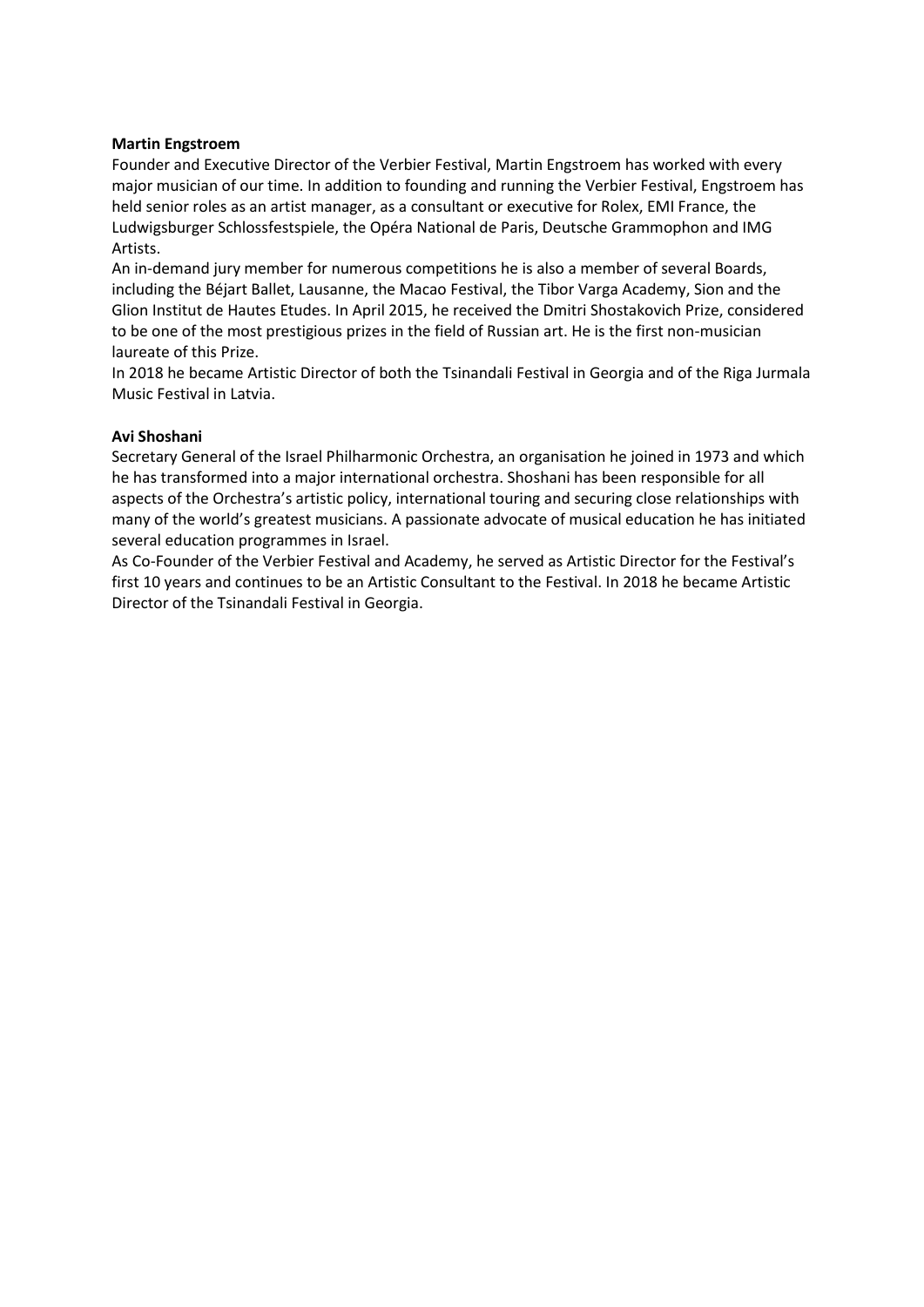**Martin Engstroem**

Founder and Executive Director of the Verbier Festival, Martin Engstroem has worked with every major musician of our time. In addition to founding and running the Verbier Festival, Engstroem has held senior roles as an artist manager, as a consultant or executive for Rolex, EMI France, the Ludwigsburger Schlossfestspiele, the Opéra National de Paris, Deutsche Grammophon and IMG Artists.

An in-demand jury member for numerous competitions he is also a member of several Boards, including the Béjart Ballet, Lausanne, the Macao Festival, the Tibor Varga Academy, Sion and the Glion Institut de Hautes Etudes. In April 2015, he received the Dmitri Shostakovich Prize, considered to be one of the most prestigious prizes in the field of Russian art. He is the first non-musician laureate of this Prize.

In 2018 he became Artistic Director of both the Tsinandali Festival in Georgia and of the Riga Jurmala Music Festival in Latvia.

**Avi Shoshani**

Secretary General of the Israel Philharmonic Orchestra, an organisation he joined in 1973 and which he has transformed into a major international orchestra. Shoshani has been responsible for all aspects of the Orchestra's artistic policy, international touring and securing close relationships with many of the world's greatest musicians. A passionate advocate of musical education he has initiated several education programmes in Israel.

As Co-Founder of the Verbier Festival and Academy, he served as Artistic Director for the Festival's first 10 years and continues to be an Artistic Consultant to the Festival. In 2018 he became Artistic Director of the Tsinandali Festival in Georgia.